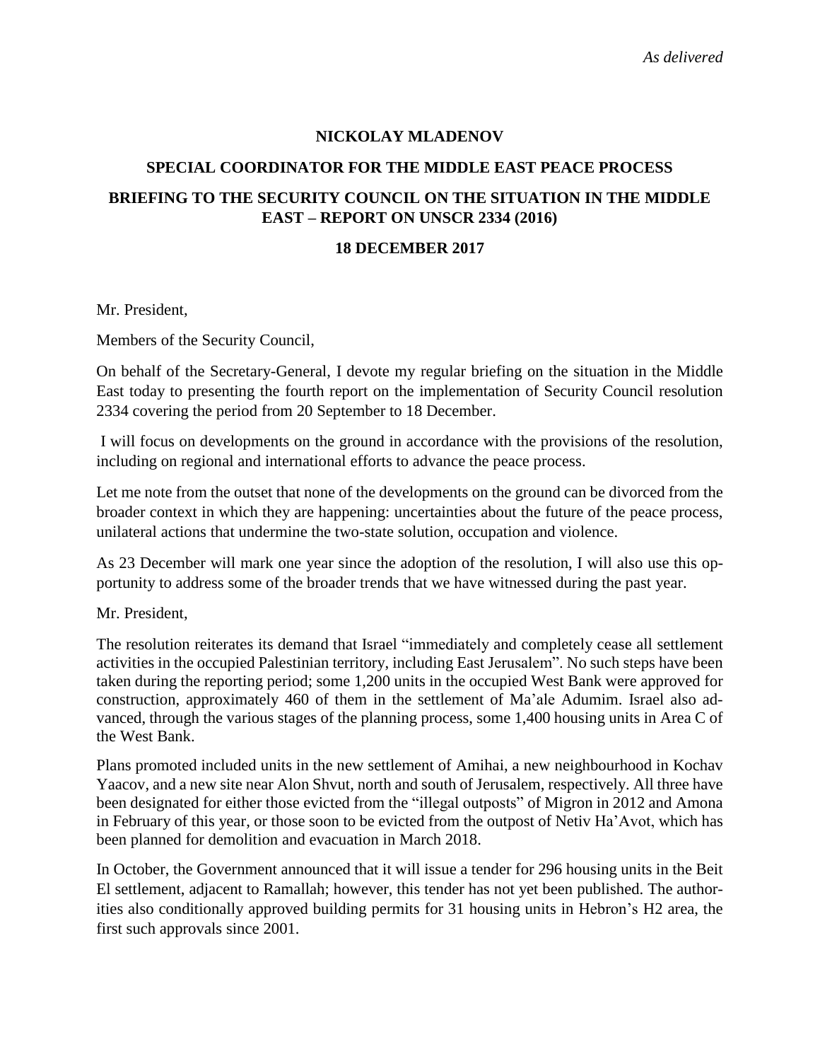*As delivered*

**NICKOLAY MLADENOV**

**SPECIAL COORDINATOR FOR THE MIDDLE EAST PEACE PROCESS**

**BRIEFING TO THE SECURITY COUNCIL ON THE SITUATION IN THE MIDDLE EAST – REPORT ON UNSCR 2334 (2016)**

**18 DECEMBER 2017**

Mr. President,

Members of the Security Council,

On behalf of the Secretary-General, I devote my regular briefing on the situation in the Middle East today to presenting the fourth report on the implementation of Security Council resolution 2334 covering the period from 20 September to 18 December.

I will focus on developments on the ground in accordance with the provisions of the resolution, including on regional and international efforts to advance the peace process.

Let me note from the outset that none of the developments on the ground can be divorced from the broader context in which they are happening: uncertainties about the future of the peace process, unilateral actions that undermine the two-state solution, occupation and violence.

As 23 December will mark one year since the adoption of the resolution, I will also use this opportunity to address some of the broader trends that we have witnessed during the past year.

Mr. President,

The resolution reiterates its demand that Israel "immediately and completely cease all settlement activities in the occupied Palestinian territory, including East Jerusalem". No such steps have been taken during the reporting period; some 1,200 units in the occupied West Bank were approved for construction, approximately 460 of them in the settlement of Ma'ale Adumim. Israel also advanced, through the various stages of the planning process, some 1,400 housing units in Area C of the West Bank.

Plans promoted included units in the new settlement of Amihai, a new neighbourhood in Kochav Yaacov, and a new site near Alon Shvut, north and south of Jerusalem, respectively. All three have been designated for either those evicted from the "illegal outposts" of Migron in 2012 and Amona in February of this year, or those soon to be evicted from the outpost of Netiv Ha'Avot, which has been planned for demolition and evacuation in March 2018.

In October, the Government announced that it will issue a tender for 296 housing units in the Beit El settlement, adjacent to Ramallah; however, this tender has not yet been published. The authorities also conditionally approved building permits for 31 housing units in Hebron's H2 area, the first such approvals since 2001.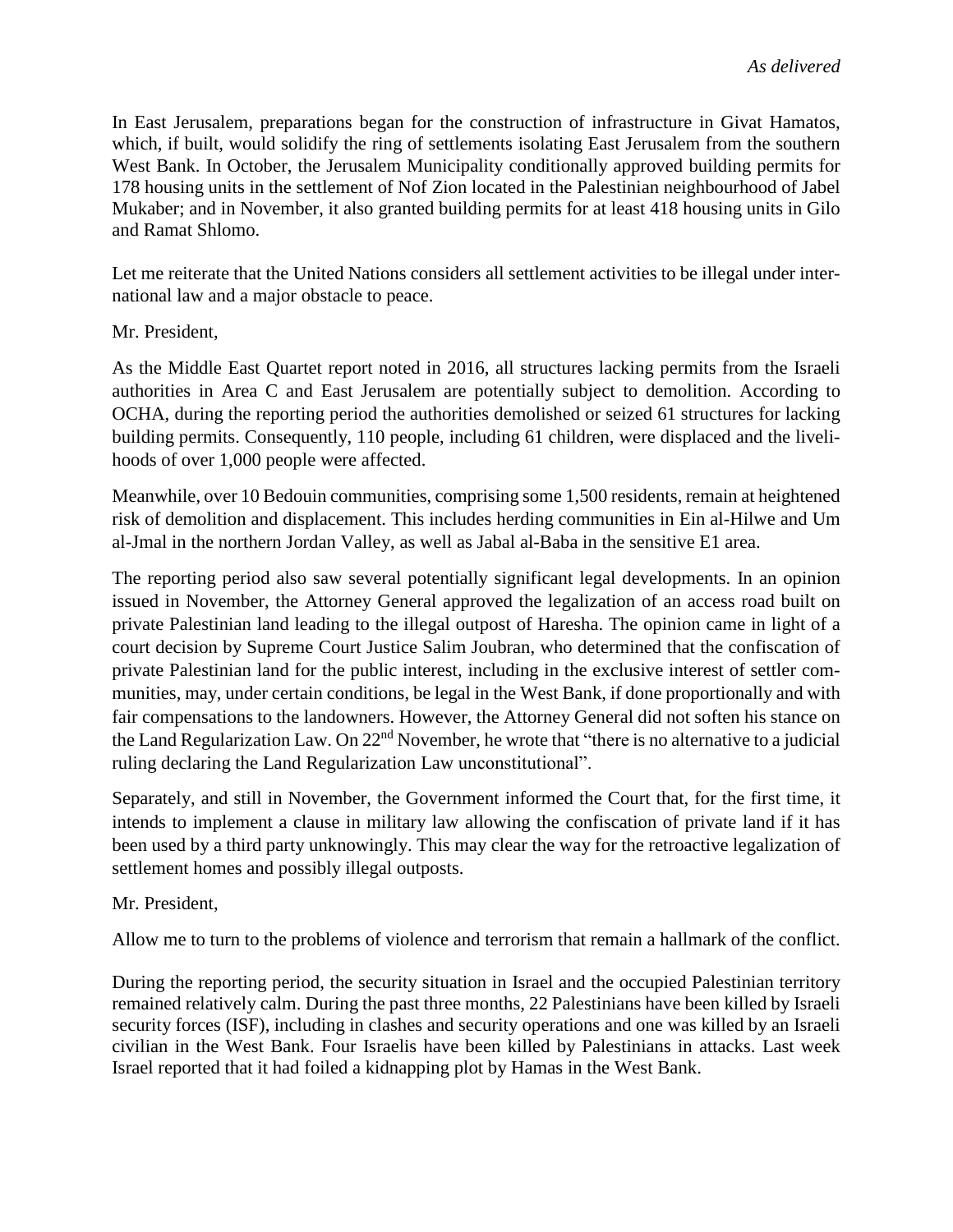In East Jerusalem, preparations began for the construction of infrastructure in Givat Hamatos, which, if built, would solidify the ring of settlements isolating East Jerusalem from the southern West Bank. In October, the Jerusalem Municipality conditionally approved building permits for 178 housing units in the settlement of Nof Zion located in the Palestinian neighbourhood of Jabel Mukaber; and in November, it also granted building permits for at least 418 housing units in Gilo and Ramat Shlomo.

Let me reiterate that the United Nations considers all settlement activities to be illegal under international law and a major obstacle to peace.

Mr. President,

As the Middle East Quartet report noted in 2016, all structures lacking permits from the Israeli authorities in Area C and East Jerusalem are potentially subject to demolition. According to OCHA, during the reporting period the authorities demolished or seized 61 structures for lacking building permits. Consequently, 110 people, including 61 children, were displaced and the livelihoods of over 1,000 people were affected.

Meanwhile, over 10 Bedouin communities, comprising some 1,500 residents, remain at heightened risk of demolition and displacement. This includes herding communities in Ein al-Hilwe and Um al-Jmal in the northern Jordan Valley, as well as Jabal al-Baba in the sensitive E1 area.

The reporting period also saw several potentially significant legal developments. In an opinion issued in November, the Attorney General approved the legalization of an access road built on private Palestinian land leading to the illegal outpost of Haresha. The opinion came in light of a court decision by Supreme Court Justice Salim Joubran, who determined that the confiscation of private Palestinian land for the public interest, including in the exclusive interest of settler communities, may, under certain conditions, be legal in the West Bank, if done proportionally and with fair compensations to the landowners. However, the Attorney General did not soften his stance on the Land Regularization Law. On 22nd November, he wrote that "there is no alternative to a judicial ruling declaring the Land Regularization Law unconstitutional".

Separately, and still in November, the Government informed the Court that, for the first time, it intends to implement a clause in military law allowing the confiscation of private land if it has been used by a third party unknowingly. This may clear the way for the retroactive legalization of settlement homes and possibly illegal outposts.

Mr. President,

Allow me to turn to the problems of violence and terrorism that remain a hallmark of the conflict.

During the reporting period, the security situation in Israel and the occupied Palestinian territory remained relatively calm. During the past three months, 22 Palestinians have been killed by Israeli security forces (ISF), including in clashes and security operations and one was killed by an Israeli civilian in the West Bank. Four Israelis have been killed by Palestinians in attacks. Last week Israel reported that it had foiled a kidnapping plot by Hamas in the West Bank.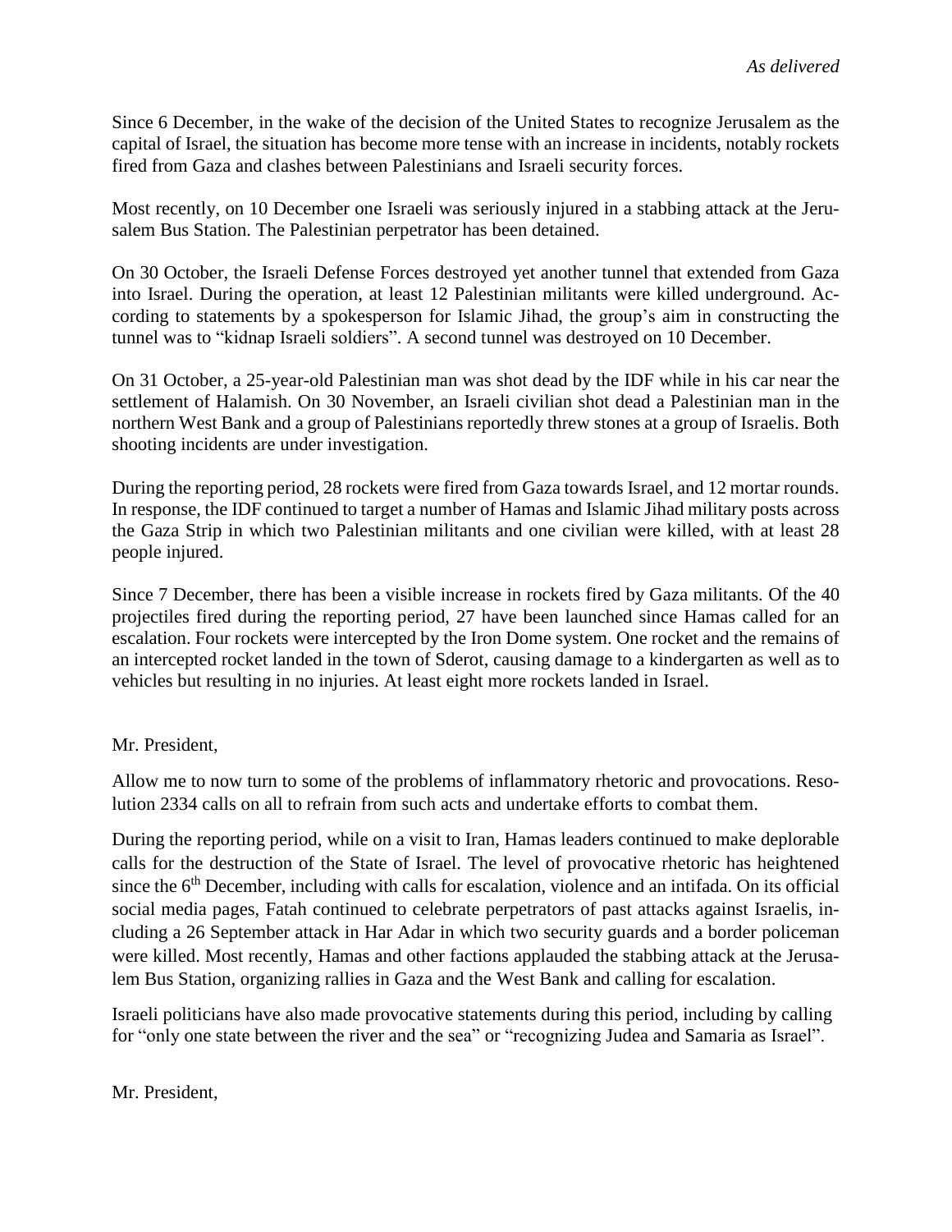*As delivered*

Since 6 December, in the wake of the decision of the United States to recognize Jerusalem as the capital of Israel, the situation has become more tense with an increase in incidents, notably rockets fired from Gaza and clashes between Palestinians and Israeli security forces.

Most recently, on 10 December one Israeli was seriously injured in a stabbing attack at the Jerusalem Bus Station. The Palestinian perpetrator has been detained.

On 30 October, the Israeli Defense Forces destroyed yet another tunnel that extended from Gaza into Israel. During the operation, at least 12 Palestinian militants were killed underground. According to statements by a spokesperson for Islamic Jihad, the group's aim in constructing the tunnel was to "kidnap Israeli soldiers". A second tunnel was destroyed on 10 December.

On 31 October, a 25-year-old Palestinian man was shot dead by the IDF while in his car near the settlement of Halamish. On 30 November, an Israeli civilian shot dead a Palestinian man in the northern West Bank and a group of Palestinians reportedly threw stones at a group of Israelis. Both shooting incidents are under investigation.

During the reporting period, 28 rockets were fired from Gaza towards Israel, and 12 mortar rounds. In response, the IDF continued to target a number of Hamas and Islamic Jihad military posts across the Gaza Strip in which two Palestinian militants and one civilian were killed, with at least 28 people injured.

Since 7 December, there has been a visible increase in rockets fired by Gaza militants. Of the 40 projectiles fired during the reporting period, 27 have been launched since Hamas called for an escalation. Four rockets were intercepted by the Iron Dome system. One rocket and the remains of an intercepted rocket landed in the town of Sderot, causing damage to a kindergarten as well as to vehicles but resulting in no injuries. At least eight more rockets landed in Israel.

Mr. President,

Allow me to now turn to some of the problems of inflammatory rhetoric and provocations. Resolution 2334 calls on all to refrain from such acts and undertake efforts to combat them.

During the reporting period, while on a visit to Iran, Hamas leaders continued to make deplorable calls for the destruction of the State of Israel. The level of provocative rhetoric has heightened since the 6th December, including with calls for escalation, violence and an intifada. On its official social media pages, Fatah continued to celebrate perpetrators of past attacks against Israelis, including a 26 September attack in Har Adar in which two security guards and a border policeman were killed. Most recently, Hamas and other factions applauded the stabbing attack at the Jerusalem Bus Station, organizing rallies in Gaza and the West Bank and calling for escalation.

Israeli politicians have also made provocative statements during this period, including by calling for "only one state between the river and the sea" or "recognizing Judea and Samaria as Israel".

Mr. President,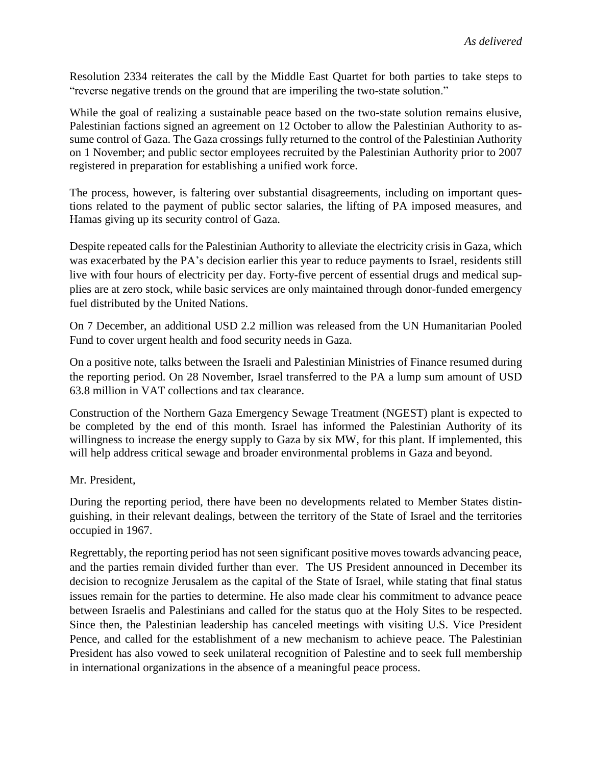*As delivered*

Resolution 2334 reiterates the call by the Middle East Quartet for both parties to take steps to "reverse negative trends on the ground that are imperiling the two-state solution."

While the goal of realizing a sustainable peace based on the two-state solution remains elusive, Palestinian factions signed an agreement on 12 October to allow the Palestinian Authority to assume control of Gaza. The Gaza crossings fully returned to the control of the Palestinian Authority on 1 November; and public sector employees recruited by the Palestinian Authority prior to 2007 registered in preparation for establishing a unified work force.

The process, however, is faltering over substantial disagreements, including on important questions related to the payment of public sector salaries, the lifting of PA imposed measures, and Hamas giving up its security control of Gaza.

Despite repeated calls for the Palestinian Authority to alleviate the electricity crisis in Gaza, which was exacerbated by the PA's decision earlier this year to reduce payments to Israel, residents still live with four hours of electricity per day. Forty-five percent of essential drugs and medical supplies are at zero stock, while basic services are only maintained through donor-funded emergency fuel distributed by the United Nations.

On 7 December, an additional USD 2.2 million was released from the UN Humanitarian Pooled Fund to cover urgent health and food security needs in Gaza.

On a positive note, talks between the Israeli and Palestinian Ministries of Finance resumed during the reporting period. On 28 November, Israel transferred to the PA a lump sum amount of USD 63.8 million in VAT collections and tax clearance.

Construction of the Northern Gaza Emergency Sewage Treatment (NGEST) plant is expected to be completed by the end of this month. Israel has informed the Palestinian Authority of its willingness to increase the energy supply to Gaza by six MW, for this plant. If implemented, this will help address critical sewage and broader environmental problems in Gaza and beyond.

Mr. President,

During the reporting period, there have been no developments related to Member States distinguishing, in their relevant dealings, between the territory of the State of Israel and the territories occupied in 1967.

Regrettably, the reporting period has not seen significant positive moves towards advancing peace, and the parties remain divided further than ever. The US President announced in December its decision to recognize Jerusalem as the capital of the State of Israel, while stating that final status issues remain for the parties to determine. He also made clear his commitment to advance peace between Israelis and Palestinians and called for the status quo at the Holy Sites to be respected. Since then, the Palestinian leadership has canceled meetings with visiting U.S. Vice President Pence, and called for the establishment of a new mechanism to achieve peace. The Palestinian President has also vowed to seek unilateral recognition of Palestine and to seek full membership in international organizations in the absence of a meaningful peace process.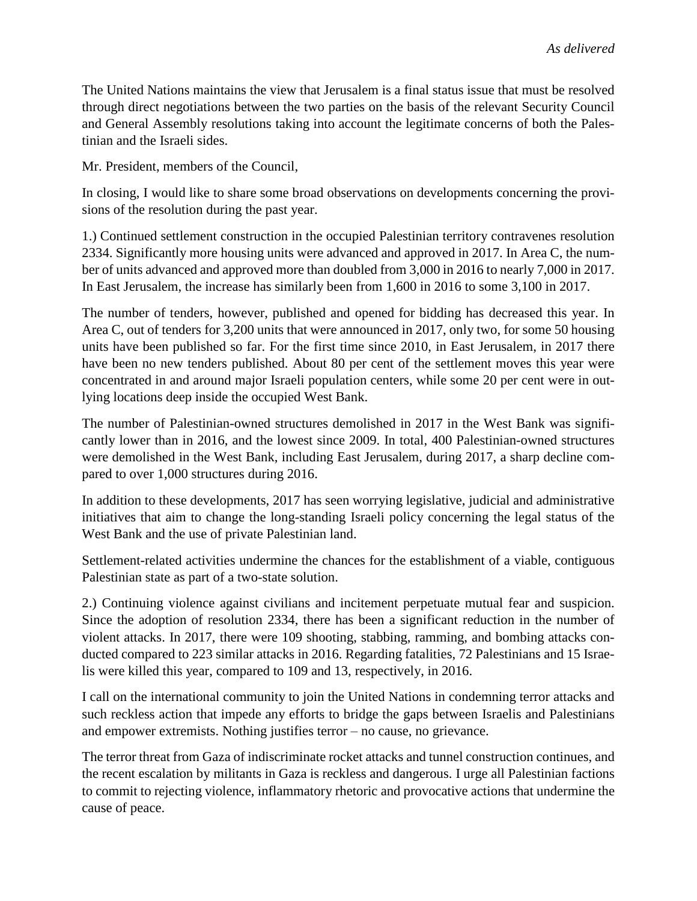*As delivered*

The United Nations maintains the view that Jerusalem is a final status issue that must be resolved through direct negotiations between the two parties on the basis of the relevant Security Council and General Assembly resolutions taking into account the legitimate concerns of both the Palestinian and the Israeli sides.

Mr. President, members of the Council,

In closing, I would like to share some broad observations on developments concerning the provisions of the resolution during the past year.

1.) Continued settlement construction in the occupied Palestinian territory contravenes resolution 2334. Significantly more housing units were advanced and approved in 2017. In Area C, the number of units advanced and approved more than doubled from 3,000 in 2016 to nearly 7,000 in 2017. In East Jerusalem, the increase has similarly been from 1,600 in 2016 to some 3,100 in 2017.

The number of tenders, however, published and opened for bidding has decreased this year. In Area C, out of tenders for 3,200 units that were announced in 2017, only two, for some 50 housing units have been published so far. For the first time since 2010, in East Jerusalem, in 2017 there have been no new tenders published. About 80 per cent of the settlement moves this year were concentrated in and around major Israeli population centers, while some 20 per cent were in outlying locations deep inside the occupied West Bank.

The number of Palestinian-owned structures demolished in 2017 in the West Bank was significantly lower than in 2016, and the lowest since 2009. In total, 400 Palestinian-owned structures were demolished in the West Bank, including East Jerusalem, during 2017, a sharp decline compared to over 1,000 structures during 2016.

In addition to these developments, 2017 has seen worrying legislative, judicial and administrative initiatives that aim to change the long-standing Israeli policy concerning the legal status of the West Bank and the use of private Palestinian land.

Settlement-related activities undermine the chances for the establishment of a viable, contiguous Palestinian state as part of a two-state solution.

2.) Continuing violence against civilians and incitement perpetuate mutual fear and suspicion. Since the adoption of resolution 2334, there has been a significant reduction in the number of violent attacks. In 2017, there were 109 shooting, stabbing, ramming, and bombing attacks conducted compared to 223 similar attacks in 2016. Regarding fatalities, 72 Palestinians and 15 Israelis were killed this year, compared to 109 and 13, respectively, in 2016.

I call on the international community to join the United Nations in condemning terror attacks and such reckless action that impede any efforts to bridge the gaps between Israelis and Palestinians and empower extremists. Nothing justifies terror – no cause, no grievance.

The terror threat from Gaza of indiscriminate rocket attacks and tunnel construction continues, and the recent escalation by militants in Gaza is reckless and dangerous. I urge all Palestinian factions to commit to rejecting violence, inflammatory rhetoric and provocative actions that undermine the cause of peace.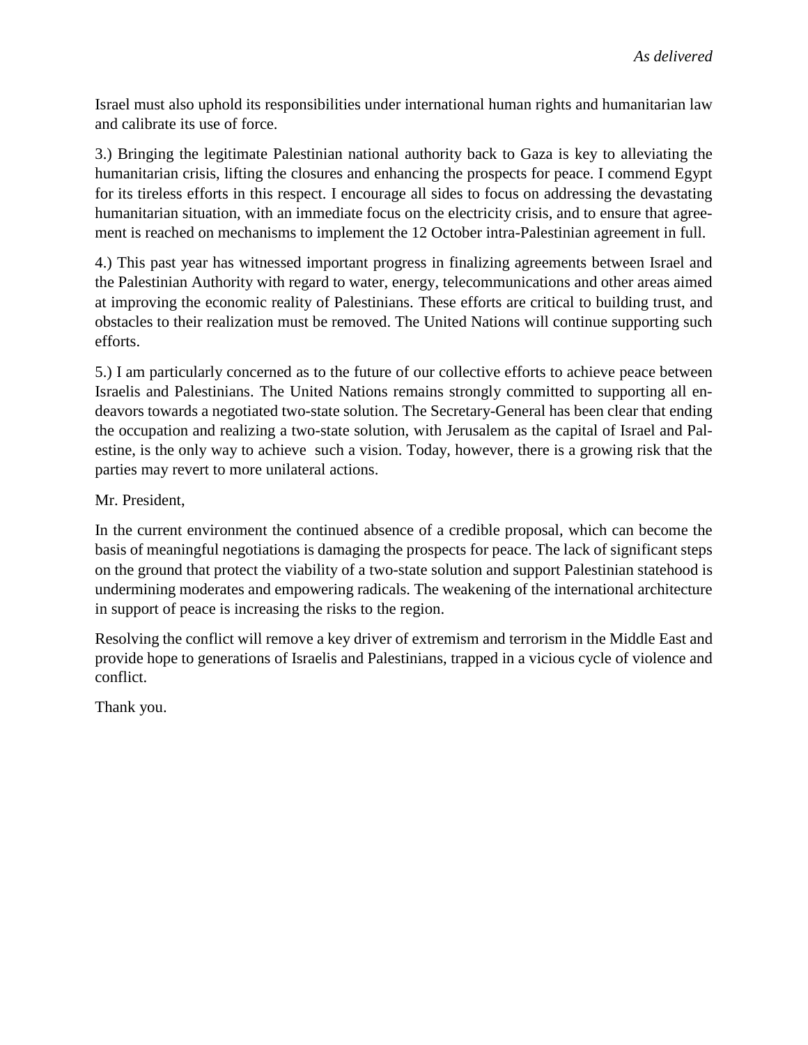*As delivered*

Israel must also uphold its responsibilities under international human rights and humanitarian law and calibrate its use of force.

3.) Bringing the legitimate Palestinian national authority back to Gaza is key to alleviating the humanitarian crisis, lifting the closures and enhancing the prospects for peace. I commend Egypt for its tireless efforts in this respect. I encourage all sides to focus on addressing the devastating humanitarian situation, with an immediate focus on the electricity crisis, and to ensure that agreement is reached on mechanisms to implement the 12 October intra-Palestinian agreement in full.

4.) This past year has witnessed important progress in finalizing agreements between Israel and the Palestinian Authority with regard to water, energy, telecommunications and other areas aimed at improving the economic reality of Palestinians. These efforts are critical to building trust, and obstacles to their realization must be removed. The United Nations will continue supporting such efforts.

5.) I am particularly concerned as to the future of our collective efforts to achieve peace between Israelis and Palestinians. The United Nations remains strongly committed to supporting all endeavors towards a negotiated two-state solution. The Secretary-General has been clear that ending the occupation and realizing a two-state solution, with Jerusalem as the capital of Israel and Palestine, is the only way to achieve such a vision. Today, however, there is a growing risk that the parties may revert to more unilateral actions.

Mr. President,

In the current environment the continued absence of a credible proposal, which can become the basis of meaningful negotiations is damaging the prospects for peace. The lack of significant steps on the ground that protect the viability of a two-state solution and support Palestinian statehood is undermining moderates and empowering radicals. The weakening of the international architecture in support of peace is increasing the risks to the region.

Resolving the conflict will remove a key driver of extremism and terrorism in the Middle East and provide hope to generations of Israelis and Palestinians, trapped in a vicious cycle of violence and conflict.

Thank you.